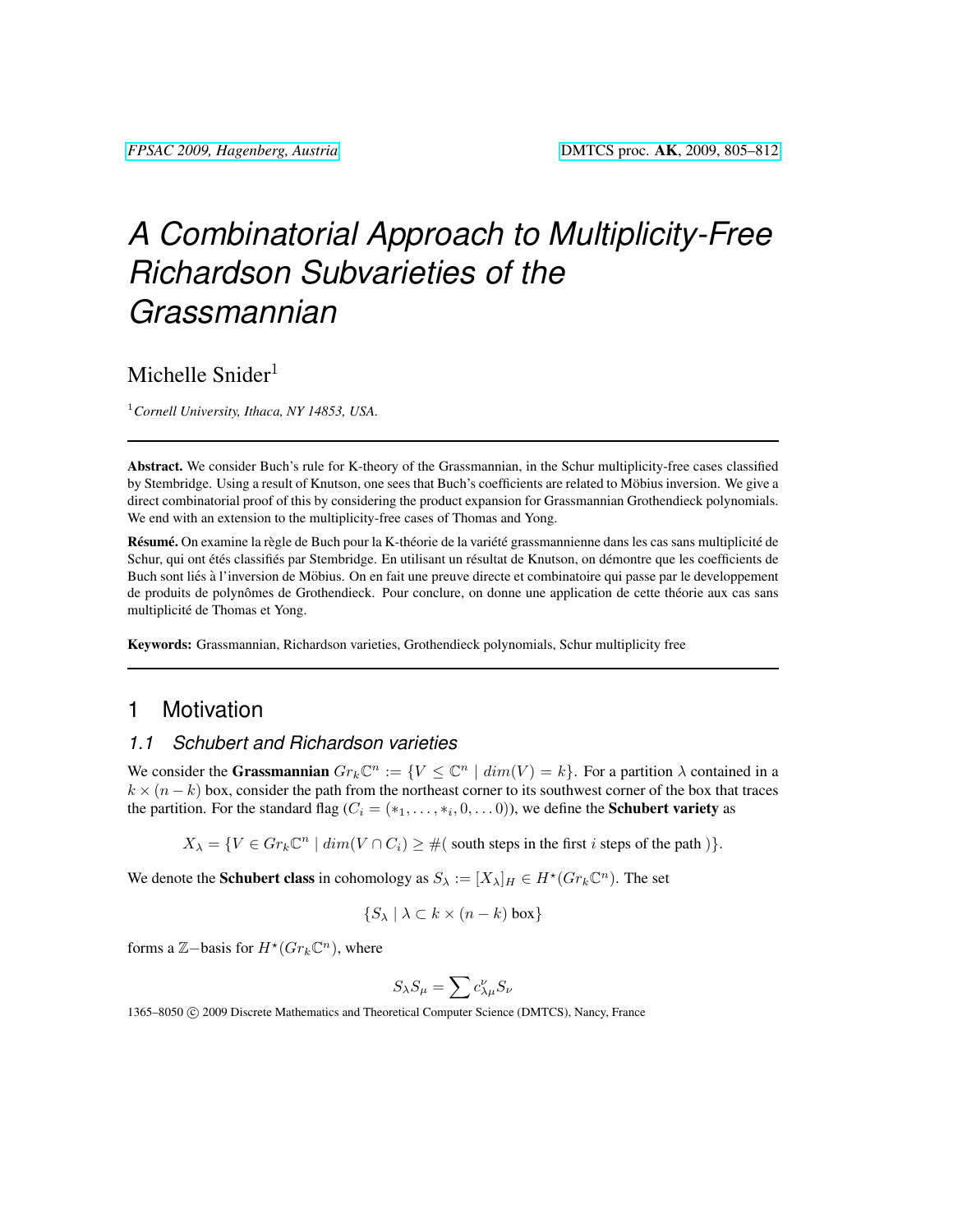# A Combinatorial Approach to Multiplicity-Free Richardson Subvarieties of the Grassmannian

Michelle Snider[1]

[1] *Cornell University, Ithaca, NY 14853, USA.*

---

**Abstract.** We consider Buch's rule for K-theory of the Grassmannian, in the Schur multiplicity-free cases classified by Stembridge. Using a result of Knutson, one sees that Buch's coefficients are related to Möbius inversion. We give a direct combinatorial proof of this by considering the product expansion for Grassmannian Grothendieck polynomials. We end with an extension to the multiplicity-free cases of Thomas and Yong.

**Résumé.** On examine la règle de Buch pour la K-théorie de la variété grassmannienne dans les cas sans multiplicité de Schur, qui ont étés classifiés par Stembridge. En utilisant un résultat de Knutson, on démontre que les coefficients de Buch sont liés à l'inversion de Möbius. On en fait une preuve directe et combinatoire qui passe par le developpement de produits de polynômes de Grothendieck. Pour conclure, on donne une application de cette théorie aux cas sans multiplicité de Thomas et Yong.

**Keywords:** Grassmannian, Richardson varieties, Grothendieck polynomials, Schur multiplicity free

---

## 1 Motivation

### 1.1 Schubert and Richardson varieties

We consider the **Grassmannian** $Gr_k\mathbb{C}^n := \{V \leq \mathbb{C}^n \mid dim(V) = k\}$. For a partition $\lambda$ contained in a $k \times (n-k)$ box, consider the path from the northeast corner to its southwest corner of the box that traces the partition. For the standard flag ($C_i = (*_1, \ldots, *_i, 0, \ldots 0)$), we define the **Schubert variety** as

$$X_\lambda = \{V \in Gr_k\mathbb{C}^n \mid dim(V \cap C_i) \geq \#(\text{ south steps in the first } i \text{ steps of the path })\}.$$

We denote the **Schubert class** in cohomology as $S_\lambda := [X_\lambda]_H \in H^\star(Gr_k\mathbb{C}^n)$. The set

$$\{S_\lambda \mid \lambda \subset k \times (n-k) \text{ box}\}$$

forms a $\mathbb{Z}-$basis for $H^\star(Gr_k\mathbb{C}^n)$, where

$$S_\lambda S_\mu = \sum c^\nu_{\lambda\mu} S_\nu$$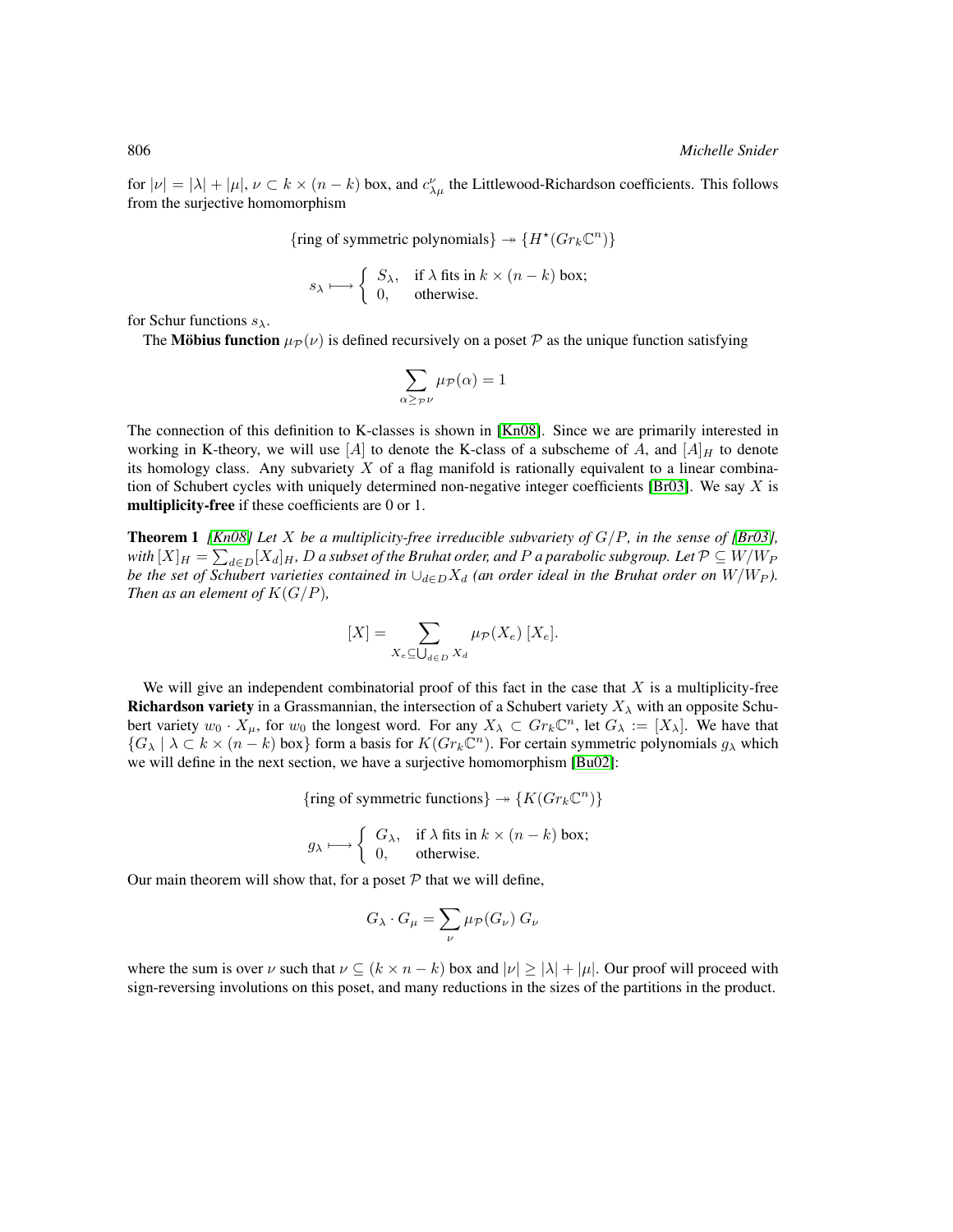for $|\nu| = |\lambda| + |\mu|$, $\nu \subset k \times (n-k)$ box, and $c^{\nu}_{\lambda\mu}$ the Littlewood-Richardson coefficients. This follows from the surjective homomorphism

$$\{\text{ring of symmetric polynomials}\} \twoheadrightarrow \{H^{\star}(Gr_k\mathbb{C}^n)\}$$

$$s_\lambda \longmapsto \begin{cases} S_\lambda, & \text{if } \lambda \text{ fits in } k \times (n-k) \text{ box;} \\ 0, & \text{otherwise.} \end{cases}$$

for Schur functions $s_\lambda$.

The **Möbius function** $\mu_{\mathcal{P}}(\nu)$ is defined recursively on a poset $\mathcal{P}$ as the unique function satisfying

$$\sum_{\alpha \geq_{\mathcal{P}} \nu} \mu_{\mathcal{P}}(\alpha) = 1$$

The connection of this definition to K-classes is shown in [Kn08]. Since we are primarily interested in working in K-theory, we will use $[A]$ to denote the K-class of a subscheme of $A$, and $[A]_H$ to denote its homology class. Any subvariety $X$ of a flag manifold is rationally equivalent to a linear combination of Schubert cycles with uniquely determined non-negative integer coefficients [Br03]. We say $X$ is **multiplicity-free** if these coefficients are 0 or 1.

**Theorem 1** *[Kn08] Let $X$ be a multiplicity-free irreducible subvariety of $G/P$, in the sense of [Br03], with $[X]_H = \sum_{d \in D}[X_d]_H$, $D$ a subset of the Bruhat order, and $P$ a parabolic subgroup. Let $\mathcal{P} \subseteq W/W_P$ be the set of Schubert varieties contained in $\cup_{d \in D} X_d$ (an order ideal in the Bruhat order on $W/W_P$). Then as an element of $K(G/P)$,*

$$[X] = \sum_{X_e \subseteq \bigcup_{d \in D} X_d} \mu_{\mathcal{P}}(X_e)\,[X_e].$$

We will give an independent combinatorial proof of this fact in the case that $X$ is a multiplicity-free **Richardson variety** in a Grassmannian, the intersection of a Schubert variety $X_\lambda$ with an opposite Schubert variety $w_0 \cdot X_\mu$, for $w_0$ the longest word. For any $X_\lambda \subset Gr_k\mathbb{C}^n$, let $G_\lambda := [X_\lambda]$. We have that $\{G_\lambda \mid \lambda \subset k \times (n-k) \text{ box}\}$ form a basis for $K(Gr_k\mathbb{C}^n)$. For certain symmetric polynomials $g_\lambda$ which we will define in the next section, we have a surjective homomorphism [Bu02]:

$$\{\text{ring of symmetric functions}\} \twoheadrightarrow \{K(Gr_k\mathbb{C}^n)\}$$

$$g_\lambda \longmapsto \begin{cases} G_\lambda, & \text{if } \lambda \text{ fits in } k \times (n-k) \text{ box;} \\ 0, & \text{otherwise.} \end{cases}$$

Our main theorem will show that, for a poset $\mathcal{P}$ that we will define,

$$G_\lambda \cdot G_\mu = \sum_\nu \mu_{\mathcal{P}}(G_\nu)\, G_\nu$$

where the sum is over $\nu$ such that $\nu \subseteq (k \times n-k)$ box and $|\nu| \geq |\lambda| + |\mu|$. Our proof will proceed with sign-reversing involutions on this poset, and many reductions in the sizes of the partitions in the product.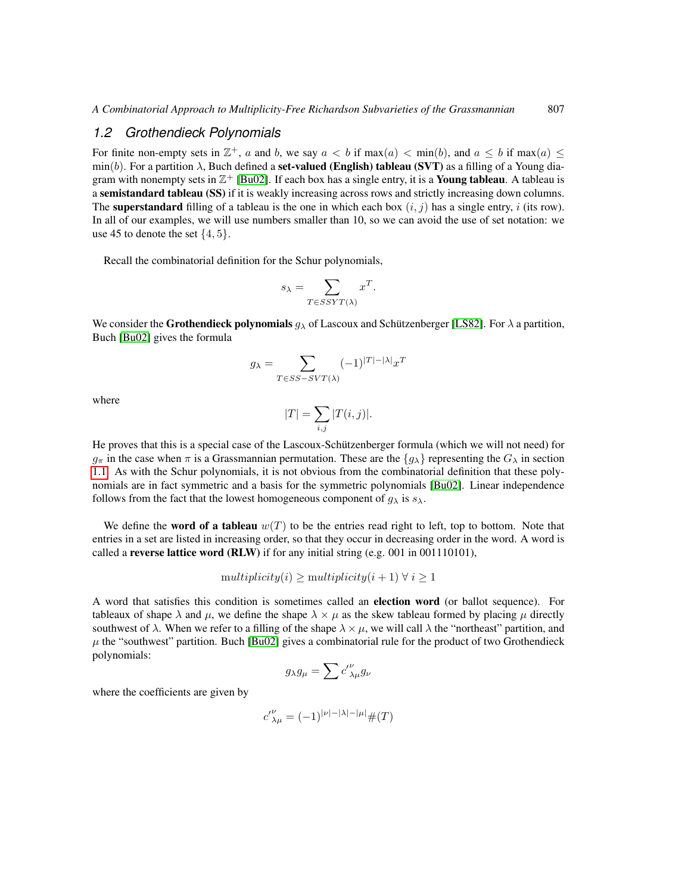## 1.2 Grothendieck Polynomials

For finite non-empty sets in $\mathbb{Z}^+$, $a$ and $b$, we say $a < b$ if $\max(a) < \min(b)$, and $a \leq b$ if $\max(a) \leq \min(b)$. For a partition $\lambda$, Buch defined a **set-valued (English) tableau (SVT)** as a filling of a Young diagram with nonempty sets in $\mathbb{Z}^+$ [Bu02]. If each box has a single entry, it is a **Young tableau**. A tableau is a **semistandard tableau (SS)** if it is weakly increasing across rows and strictly increasing down columns. The **superstandard** filling of a tableau is the one in which each box $(i, j)$ has a single entry, $i$ (its row). In all of our examples, we will use numbers smaller than 10, so we can avoid the use of set notation: we use 45 to denote the set $\{4, 5\}$.

Recall the combinatorial definition for the Schur polynomials,

$$s_\lambda = \sum_{T \in SSYT(\lambda)} x^T.$$

We consider the **Grothendieck polynomials** $g_\lambda$ of Lascoux and Schützenberger [LS82]. For $\lambda$ a partition, Buch [Bu02] gives the formula

$$g_\lambda = \sum_{T \in SS-SVT(\lambda)} (-1)^{|T|-|\lambda|} x^T$$

where

$$|T| = \sum_{i,j} |T(i,j)|.$$

He proves that this is a special case of the Lascoux-Schützenberger formula (which we will not need) for $g_\pi$ in the case when $\pi$ is a Grassmannian permutation. These are the $\{g_\lambda\}$ representing the $G_\lambda$ in section 1.1. As with the Schur polynomials, it is not obvious from the combinatorial definition that these polynomials are in fact symmetric and a basis for the symmetric polynomials [Bu02]. Linear independence follows from the fact that the lowest homogeneous component of $g_\lambda$ is $s_\lambda$.

We define the **word of a tableau** $w(T)$ to be the entries read right to left, top to bottom. Note that entries in a set are listed in increasing order, so that they occur in decreasing order in the word. A word is called a **reverse lattice word (RLW)** if for any initial string (e.g. 001 in 001110101),

$$\text{multiplicity}(i) \geq \text{multiplicity}(i+1) \;\forall\; i \geq 1$$

A word that satisfies this condition is sometimes called an **election word** (or ballot sequence). For tableaux of shape $\lambda$ and $\mu$, we define the shape $\lambda \times \mu$ as the skew tableau formed by placing $\mu$ directly southwest of $\lambda$. When we refer to a filling of the shape $\lambda \times \mu$, we will call $\lambda$ the "northeast" partition, and $\mu$ the "southwest" partition. Buch [Bu02] gives a combinatorial rule for the product of two Grothendieck polynomials:

$$g_\lambda g_\mu = \sum {c'}^{\nu}_{\lambda\mu} g_\nu$$

where the coefficients are given by

$${c'}^{\nu}_{\lambda\mu} = (-1)^{|\nu|-|\lambda|-|\mu|} \#(T)$$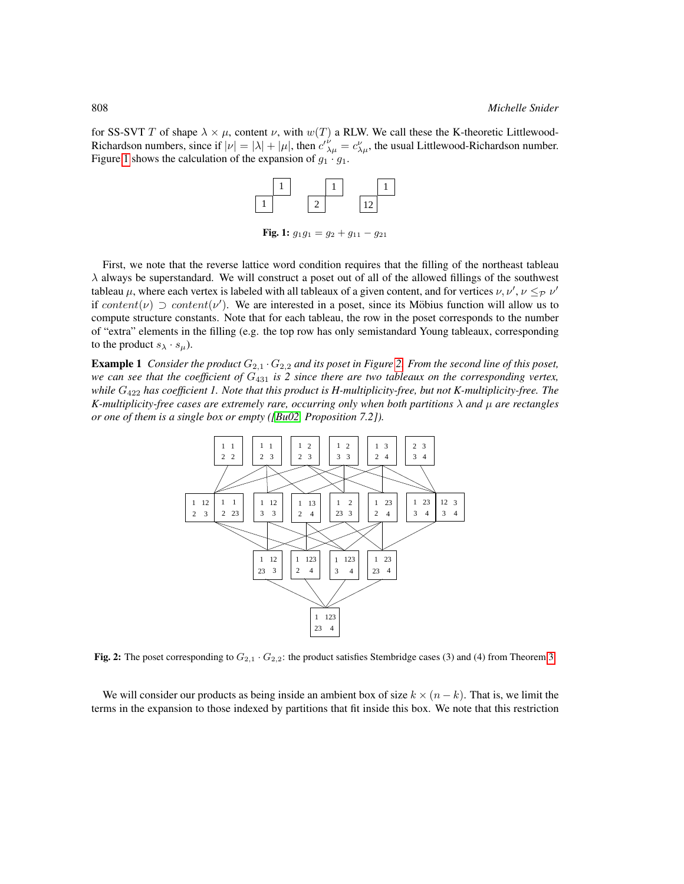for SS-SVT $T$ of shape $\lambda \times \mu$, content $\nu$, with $w(T)$ a RLW. We call these the K-theoretic Littlewood-Richardson numbers, since if $|\nu| = |\lambda| + |\mu|$, then $c'^{\nu}_{\lambda\mu} = c^{\nu}_{\lambda\mu}$, the usual Littlewood-Richardson number. Figure 1 shows the calculation of the expansion of $g_1 \cdot g_1$.

**Fig. 1:** $g_1 g_1 = g_2 + g_{11} - g_{21}$

First, we note that the reverse lattice word condition requires that the filling of the northeast tableau $\lambda$ always be superstandard. We will construct a poset out of all of the allowed fillings of the southwest tableau $\mu$, where each vertex is labeled with all tableaux of a given content, and for vertices $\nu, \nu'$, $\nu \leq_{\mathcal{P}} \nu'$ if $content(\nu) \supset content(\nu')$. We are interested in a poset, since its Möbius function will allow us to compute structure constants. Note that for each tableau, the row in the poset corresponds to the number of "extra" elements in the filling (e.g. the top row has only semistandard Young tableaux, corresponding to the product $s_\lambda \cdot s_\mu$).

**Example 1** *Consider the product $G_{2,1} \cdot G_{2,2}$ and its poset in Figure 2. From the second line of this poset, we can see that the coefficient of $G_{431}$ is 2 since there are two tableaux on the corresponding vertex, while $G_{422}$ has coefficient 1. Note that this product is H-multiplicity-free, but not K-multiplicity-free. The K-multiplicity-free cases are extremely rare, occurring only when both partitions $\lambda$ and $\mu$ are rectangles or one of them is a single box or empty ([Bu02, Proposition 7.2]).*

**Fig. 2:** The poset corresponding to $G_{2,1} \cdot G_{2,2}$: the product satisfies Stembridge cases (3) and (4) from Theorem 3.

We will consider our products as being inside an ambient box of size $k \times (n-k)$. That is, we limit the terms in the expansion to those indexed by partitions that fit inside this box. We note that this restriction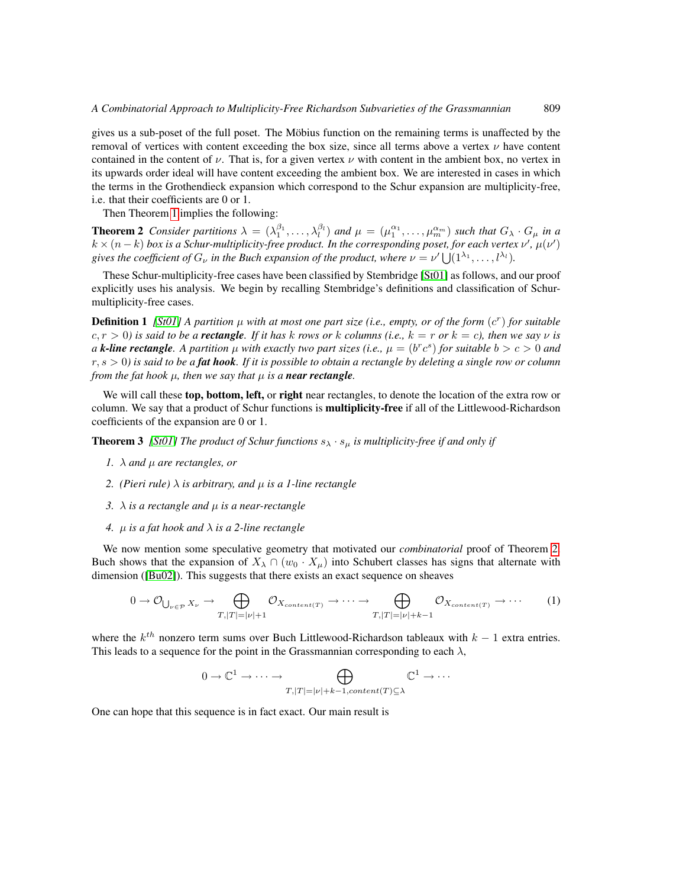gives us a sub-poset of the full poset. The Möbius function on the remaining terms is unaffected by the removal of vertices with content exceeding the box size, since all terms above a vertex $\nu$ have content contained in the content of $\nu$. That is, for a given vertex $\nu$ with content in the ambient box, no vertex in its upwards order ideal will have content exceeding the ambient box. We are interested in cases in which the terms in the Grothendieck expansion which correspond to the Schur expansion are multiplicity-free, i.e. that their coefficients are 0 or 1.

Then Theorem 1 implies the following:

**Theorem 2** *Consider partitions $\lambda = (\lambda_1^{\beta_1}, \ldots, \lambda_l^{\beta_l})$ and $\mu = (\mu_1^{\alpha_1}, \ldots, \mu_m^{\alpha_m})$ such that $G_\lambda \cdot G_\mu$ in a $k \times (n-k)$ box is a Schur-multiplicity-free product. In the corresponding poset, for each vertex $\nu'$, $\mu(\nu')$ gives the coefficient of $G_\nu$ in the Buch expansion of the product, where $\nu = \nu' \bigcup (1^{\lambda_1}, \ldots, l^{\lambda_l})$.*

These Schur-multiplicity-free cases have been classified by Stembridge [St01] as follows, and our proof explicitly uses his analysis. We begin by recalling Stembridge's definitions and classification of Schur-multiplicity-free cases.

**Definition 1** *[St01] A partition $\mu$ with at most one part size (i.e., empty, or of the form $(c^r)$ for suitable $c, r > 0$) is said to be a* ***rectangle****. If it has $k$ rows or $k$ columns (i.e., $k = r$ or $k = c$), then we say $\nu$ is a* ***k-line rectangle****. A partition $\mu$ with exactly two part sizes (i.e., $\mu = (b^r c^s)$ for suitable $b > c > 0$ and $r, s > 0$) is said to be a* ***fat hook****. If it is possible to obtain a rectangle by deleting a single row or column from the fat hook $\mu$, then we say that $\mu$ is a* ***near rectangle****.*

We will call these **top, bottom, left,** or **right** near rectangles, to denote the location of the extra row or column. We say that a product of Schur functions is **multiplicity-free** if all of the Littlewood-Richardson coefficients of the expansion are 0 or 1.

**Theorem 3** *[St01] The product of Schur functions $s_\lambda \cdot s_\mu$ is multiplicity-free if and only if*

1. *$\lambda$ and $\mu$ are rectangles, or*
2. *(Pieri rule) $\lambda$ is arbitrary, and $\mu$ is a 1-line rectangle*
3. *$\lambda$ is a rectangle and $\mu$ is a near-rectangle*
4. *$\mu$ is a fat hook and $\lambda$ is a 2-line rectangle*

We now mention some speculative geometry that motivated our *combinatorial* proof of Theorem 2. Buch shows that the expansion of $X_\lambda \cap (w_0 \cdot X_\mu)$ into Schubert classes has signs that alternate with dimension ([Bu02]). This suggests that there exists an exact sequence on sheaves

$$0 \to \mathcal{O}_{\bigcup_{\nu \in \mathcal{P}} X_\nu} \to \bigoplus_{T, |T| = |\nu|+1} \mathcal{O}_{X_{content(T)}} \to \cdots \to \bigoplus_{T, |T| = |\nu|+k-1} \mathcal{O}_{X_{content(T)}} \to \cdots \tag{1}$$

where the $k^{th}$ nonzero term sums over Buch Littlewood-Richardson tableaux with $k-1$ extra entries. This leads to a sequence for the point in the Grassmannian corresponding to each $\lambda$,

$$0 \to \mathbb{C}^1 \to \cdots \to \bigoplus_{T, |T| = |\nu|+k-1, content(T) \subseteq \lambda} \mathbb{C}^1 \to \cdots$$

One can hope that this sequence is in fact exact. Our main result is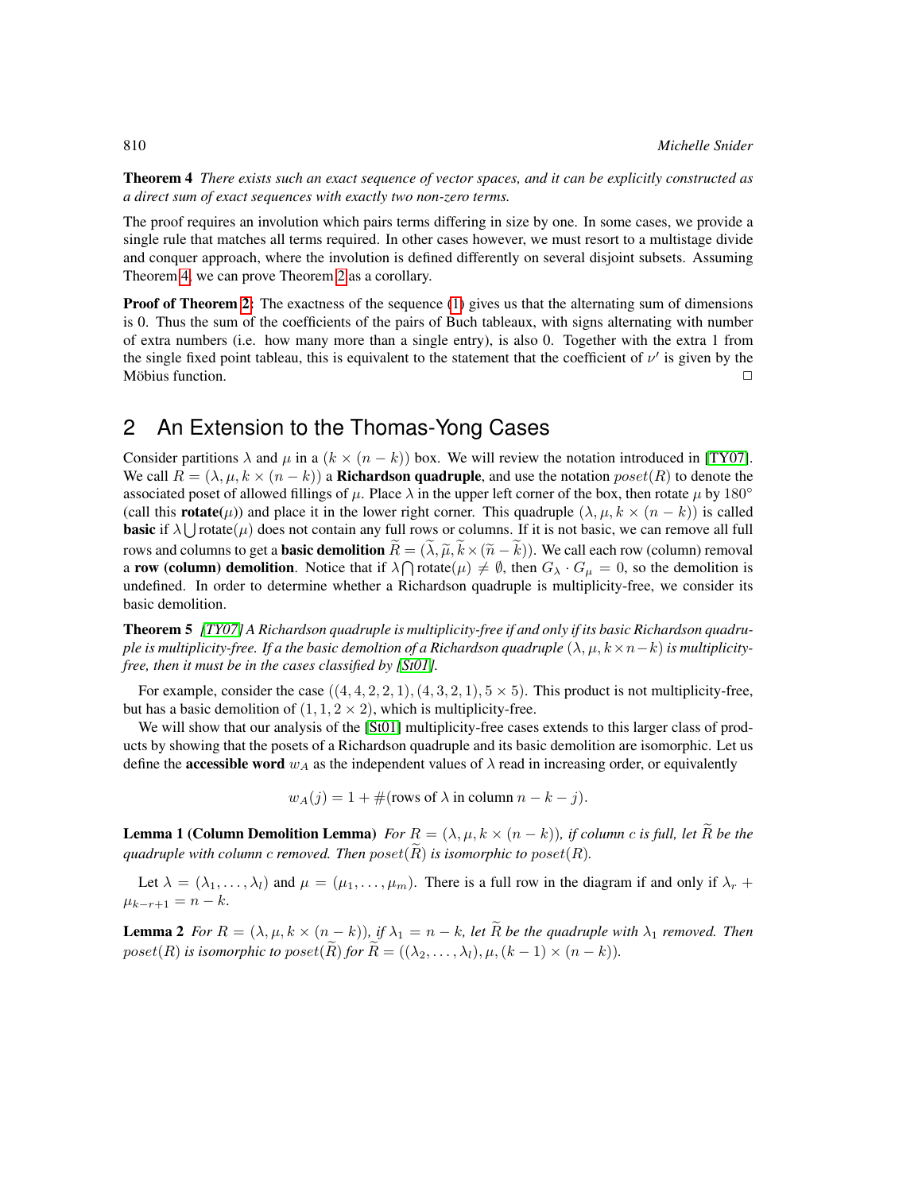**Theorem 4** *There exists such an exact sequence of vector spaces, and it can be explicitly constructed as a direct sum of exact sequences with exactly two non-zero terms.*

The proof requires an involution which pairs terms differing in size by one. In some cases, we provide a single rule that matches all terms required. In other cases however, we must resort to a multistage divide and conquer approach, where the involution is defined differently on several disjoint subsets. Assuming Theorem 4, we can prove Theorem 2 as a corollary.

**Proof of Theorem 2:** The exactness of the sequence (1) gives us that the alternating sum of dimensions is 0. Thus the sum of the coefficients of the pairs of Buch tableaux, with signs alternating with number of extra numbers (i.e. how many more than a single entry), is also 0. Together with the extra 1 from the single fixed point tableau, this is equivalent to the statement that the coefficient of $\nu'$ is given by the Möbius function. □

## 2 An Extension to the Thomas-Yong Cases

Consider partitions $\lambda$ and $\mu$ in a $(k \times (n-k))$ box. We will review the notation introduced in [TY07]. We call $R = (\lambda, \mu, k \times (n-k))$ a **Richardson quadruple**, and use the notation $poset(R)$ to denote the associated poset of allowed fillings of $\mu$. Place $\lambda$ in the upper left corner of the box, then rotate $\mu$ by $180°$ (call this **rotate**($\mu$)) and place it in the lower right corner. This quadruple $(\lambda, \mu, k \times (n-k))$ is called **basic** if $\lambda \bigcup \text{rotate}(\mu)$ does not contain any full rows or columns. If it is not basic, we can remove all full rows and columns to get a **basic demolition** $\widetilde{R} = (\widetilde{\lambda}, \widetilde{\mu}, \widetilde{k} \times (\widetilde{n} - \widetilde{k}))$. We call each row (column) removal a **row (column) demolition**. Notice that if $\lambda \bigcap \text{rotate}(\mu) \neq \emptyset$, then $G_\lambda \cdot G_\mu = 0$, so the demolition is undefined. In order to determine whether a Richardson quadruple is multiplicity-free, we consider its basic demolition.

**Theorem 5** *[TY07] A Richardson quadruple is multiplicity-free if and only if its basic Richardson quadruple is multiplicity-free. If a the basic demoltion of a Richardson quadruple $(\lambda, \mu, k \times n-k)$ is multiplicity-free, then it must be in the cases classified by [St01].*

For example, consider the case $((4,4,2,2,1),(4,3,2,1), 5 \times 5)$. This product is not multiplicity-free, but has a basic demolition of $(1, 1, 2 \times 2)$, which is multiplicity-free.

We will show that our analysis of the [St01] multiplicity-free cases extends to this larger class of products by showing that the posets of a Richardson quadruple and its basic demolition are isomorphic. Let us define the **accessible word** $w_A$ as the independent values of $\lambda$ read in increasing order, or equivalently

$$w_A(j) = 1 + \#(\text{rows of } \lambda \text{ in column } n-k-j).$$

**Lemma 1 (Column Demolition Lemma)** *For $R = (\lambda, \mu, k \times (n-k))$, if column $c$ is full, let $\widetilde{R}$ be the quadruple with column $c$ removed. Then $poset(\widetilde{R})$ is isomorphic to $poset(R)$.*

Let $\lambda = (\lambda_1, \dots, \lambda_l)$ and $\mu = (\mu_1, \dots, \mu_m)$. There is a full row in the diagram if and only if $\lambda_r + \mu_{k-r+1} = n-k$.

**Lemma 2** *For $R = (\lambda, \mu, k \times (n-k))$, if $\lambda_1 = n-k$, let $\widetilde{R}$ be the quadruple with $\lambda_1$ removed. Then $poset(R)$ is isomorphic to $poset(\widetilde{R})$ for $\widetilde{R} = ((\lambda_2, \dots, \lambda_l), \mu, (k-1) \times (n-k))$.*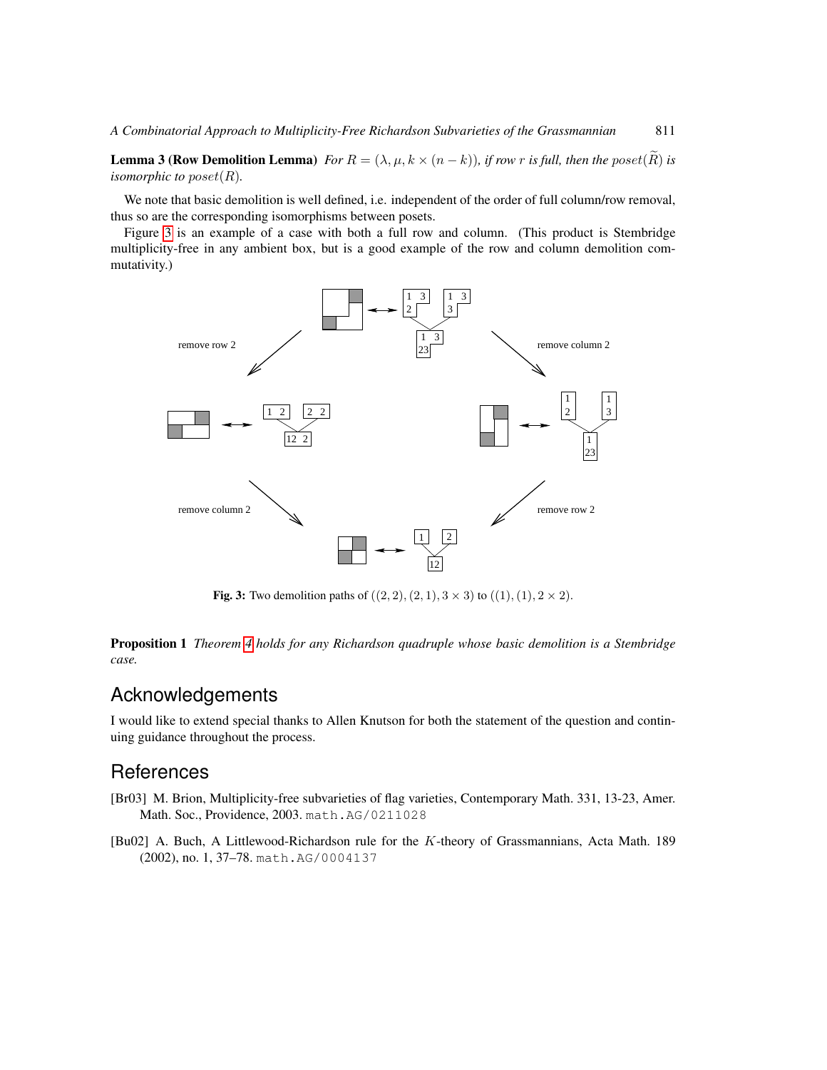**Lemma 3 (Row Demolition Lemma)** *For $R = (\lambda, \mu, k \times (n-k))$, if row $r$ is full, then the $poset(\widetilde{R})$ is isomorphic to $poset(R)$.*

We note that basic demolition is well defined, i.e. independent of the order of full column/row removal, thus so are the corresponding isomorphisms between posets.

Figure 3 is an example of a case with both a full row and column. (This product is Stembridge multiplicity-free in any ambient box, but is a good example of the row and column demolition commutativity.)

**Fig. 3:** Two demolition paths of $((2, 2), (2, 1), 3 \times 3)$ to $((1), (1), 2 \times 2)$.

**Proposition 1** *Theorem 4 holds for any Richardson quadruple whose basic demolition is a Stembridge case.*

## Acknowledgements

I would like to extend special thanks to Allen Knutson for both the statement of the question and continuing guidance throughout the process.

## References

[Br03] M. Brion, Multiplicity-free subvarieties of flag varieties, Contemporary Math. 331, 13-23, Amer. Math. Soc., Providence, 2003. math.AG/0211028

[Bu02] A. Buch, A Littlewood-Richardson rule for the $K$-theory of Grassmannians, Acta Math. 189 (2002), no. 1, 37–78. math.AG/0004137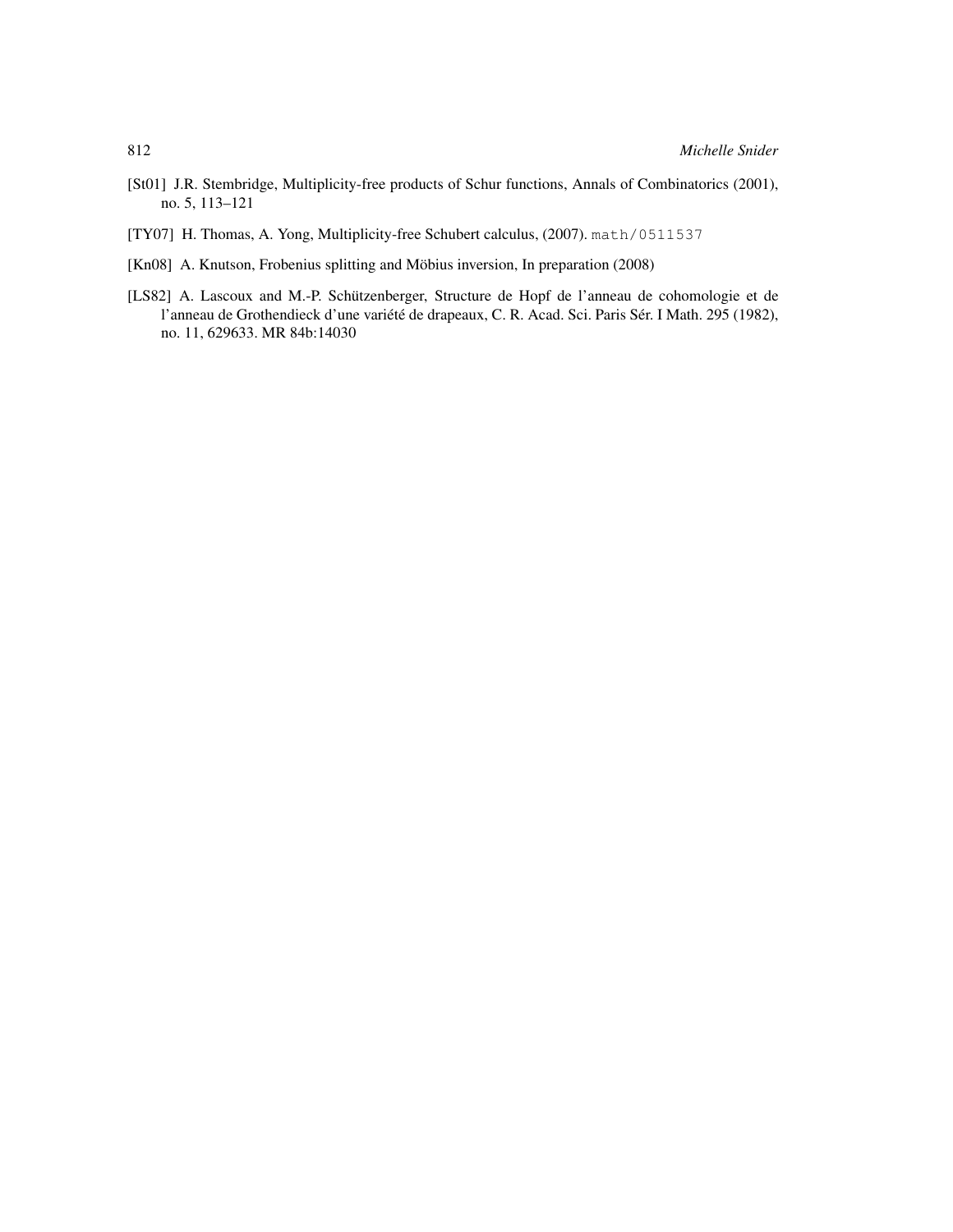[St01] J.R. Stembridge, Multiplicity-free products of Schur functions, Annals of Combinatorics (2001), no. 5, 113–121

[TY07] H. Thomas, A. Yong, Multiplicity-free Schubert calculus, (2007). math/0511537

[Kn08] A. Knutson, Frobenius splitting and Möbius inversion, In preparation (2008)

[LS82] A. Lascoux and M.-P. Schützenberger, Structure de Hopf de l'anneau de cohomologie et de l'anneau de Grothendieck d'une variété de drapeaux, C. R. Acad. Sci. Paris Sér. I Math. 295 (1982), no. 11, 629633. MR 84b:14030